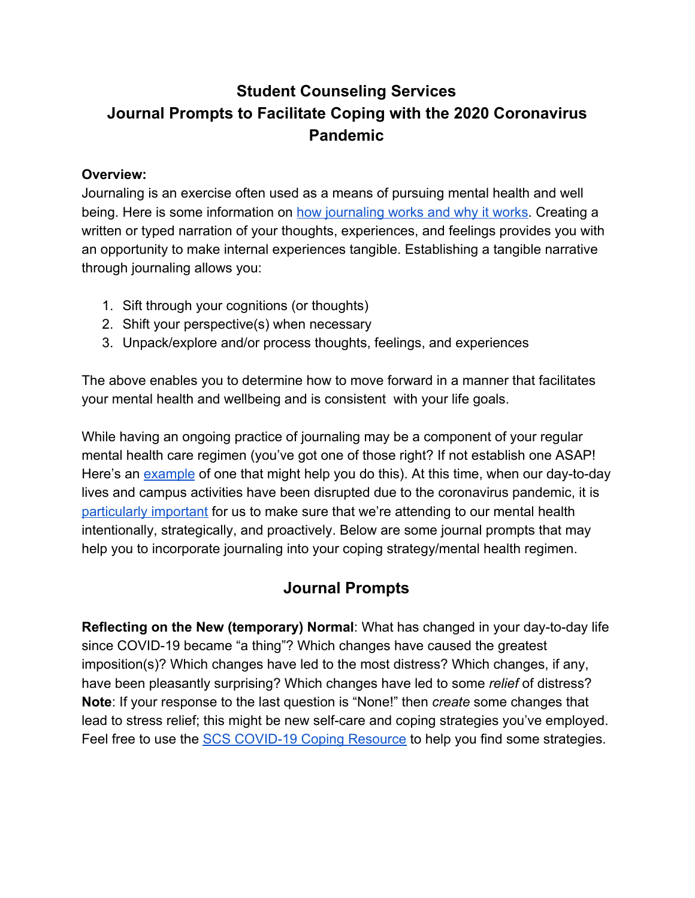# Student Counseling Services
# Journal Prompts to Facilitate Coping with the 2020 Coronavirus Pandemic

**Overview:**
Journaling is an exercise often used as a means of pursuing mental health and well being. Here is some information on [how journaling works and why it works](). Creating a written or typed narration of your thoughts, experiences, and feelings provides you with an opportunity to make internal experiences tangible. Establishing a tangible narrative through journaling allows you:

1. Sift through your cognitions (or thoughts)
2. Shift your perspective(s) when necessary
3. Unpack/explore and/or process thoughts, feelings, and experiences

The above enables you to determine how to move forward in a manner that facilitates your mental health and wellbeing and is consistent with your life goals.

While having an ongoing practice of journaling may be a component of your regular mental health care regimen (you've got one of those right? If not establish one ASAP! Here's an [example]() of one that might help you do this). At this time, when our day-to-day lives and campus activities have been disrupted due to the coronavirus pandemic, it is [particularly important]() for us to make sure that we're attending to our mental health intentionally, strategically, and proactively. Below are some journal prompts that may help you to incorporate journaling into your coping strategy/mental health regimen.

## Journal Prompts

**Reflecting on the New (temporary) Normal**: What has changed in your day-to-day life since COVID-19 became "a thing"? Which changes have caused the greatest imposition(s)? Which changes have led to the most distress? Which changes, if any, have been pleasantly surprising? Which changes have led to some *relief* of distress? **Note**: If your response to the last question is "None!" then *create* some changes that lead to stress relief; this might be new self-care and coping strategies you've employed. Feel free to use the [SCS COVID-19 Coping Resource]() to help you find some strategies.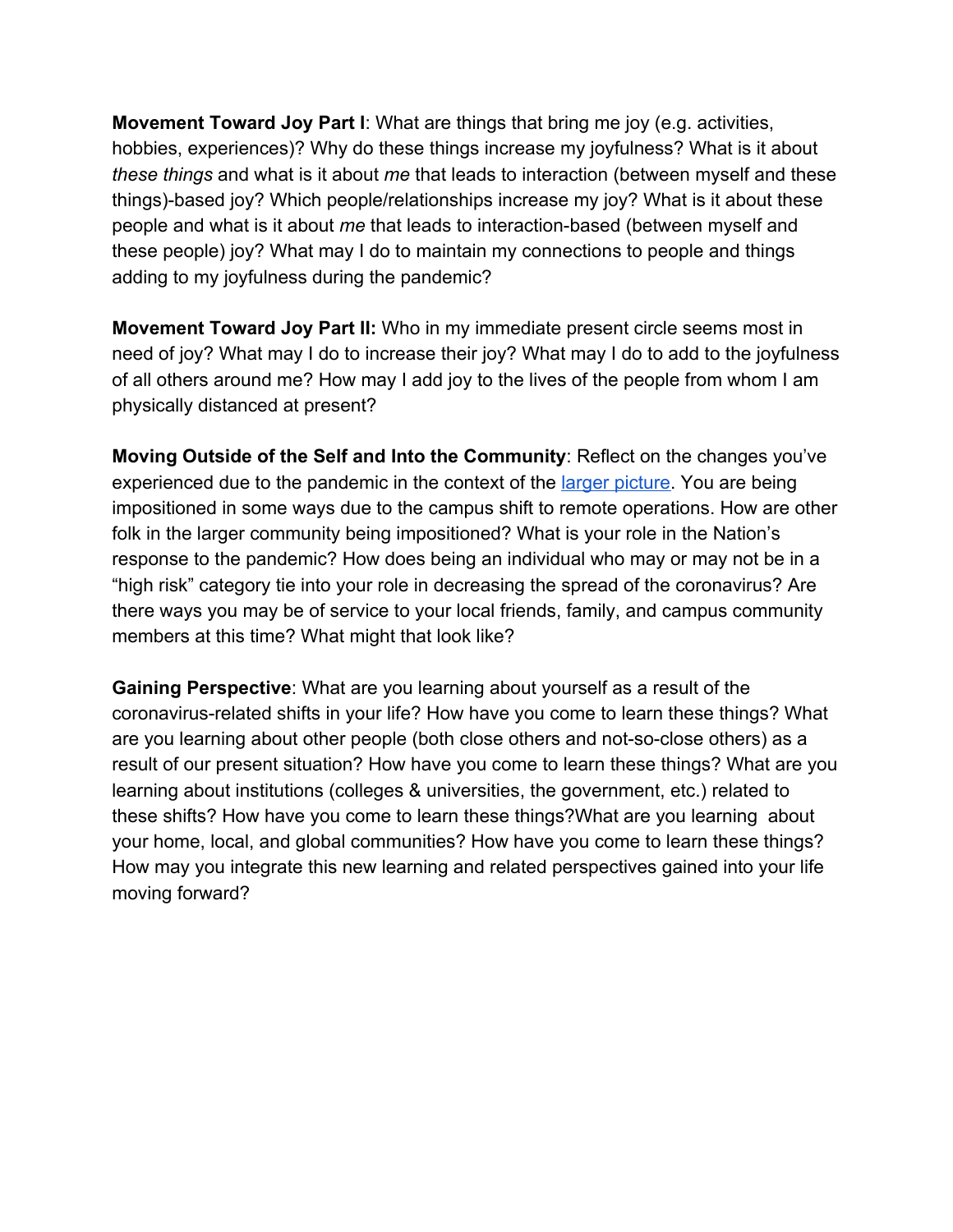**Movement Toward Joy Part I**: What are things that bring me joy (e.g. activities, hobbies, experiences)? Why do these things increase my joyfulness? What is it about *these things* and what is it about *me* that leads to interaction (between myself and these things)-based joy? Which people/relationships increase my joy? What is it about these people and what is it about *me* that leads to interaction-based (between myself and these people) joy? What may I do to maintain my connections to people and things adding to my joyfulness during the pandemic?

**Movement Toward Joy Part II:** Who in my immediate present circle seems most in need of joy? What may I do to increase their joy? What may I do to add to the joyfulness of all others around me? How may I add joy to the lives of the people from whom I am physically distanced at present?

**Moving Outside of the Self and Into the Community**: Reflect on the changes you've experienced due to the pandemic in the context of the [larger picture]. You are being impositioned in some ways due to the campus shift to remote operations. How are other folk in the larger community being impositioned? What is your role in the Nation's response to the pandemic? How does being an individual who may or may not be in a "high risk" category tie into your role in decreasing the spread of the coronavirus? Are there ways you may be of service to your local friends, family, and campus community members at this time? What might that look like?

**Gaining Perspective**: What are you learning about yourself as a result of the coronavirus-related shifts in your life? How have you come to learn these things? What are you learning about other people (both close others and not-so-close others) as a result of our present situation? How have you come to learn these things? What are you learning about institutions (colleges & universities, the government, etc.) related to these shifts? How have you come to learn these things?What are you learning about your home, local, and global communities? How have you come to learn these things? How may you integrate this new learning and related perspectives gained into your life moving forward?